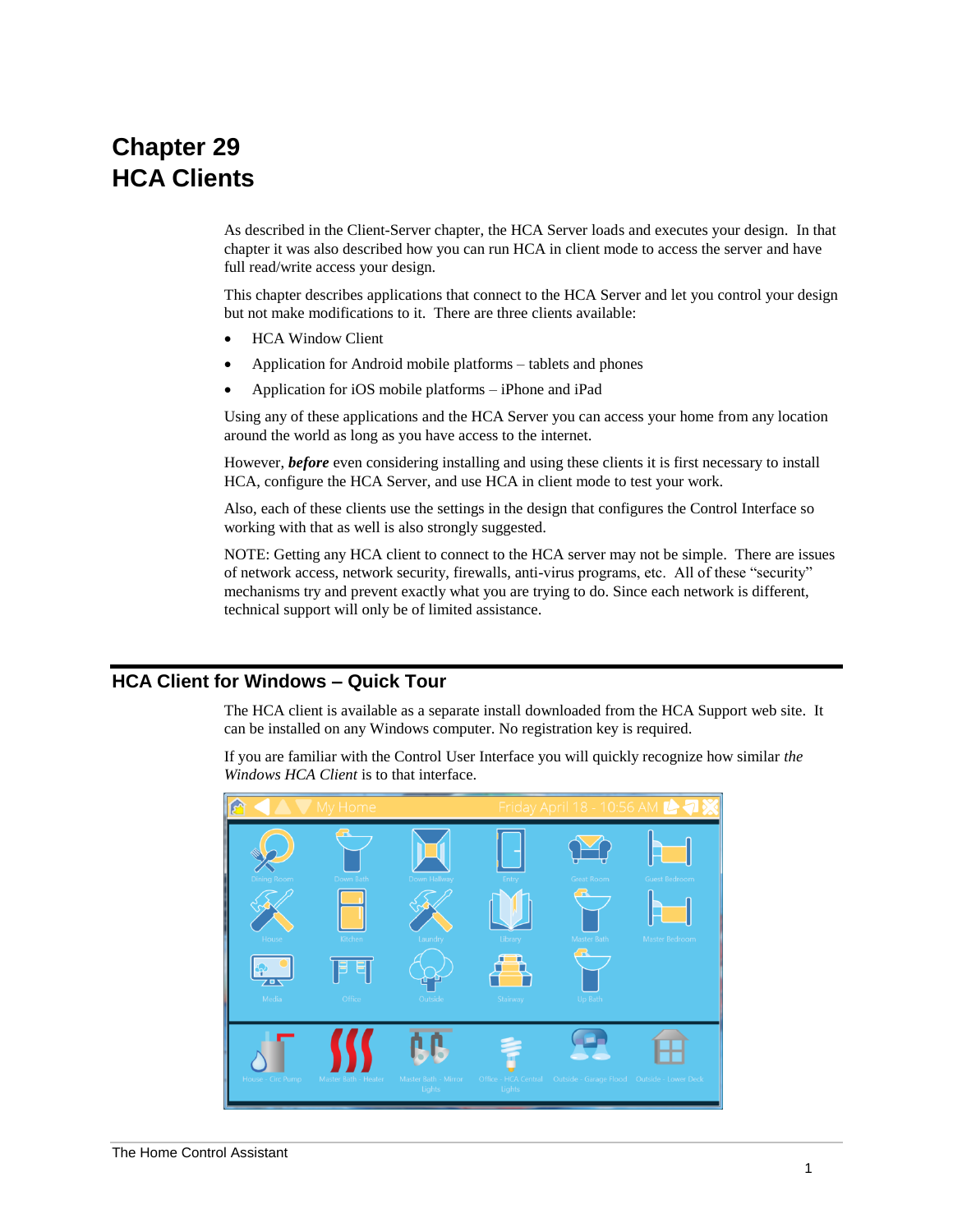# Chapter 29
# HCA Clients

As described in the Client-Server chapter, the HCA Server loads and executes your design. In that chapter it was also described how you can run HCA in client mode to access the server and have full read/write access your design.

This chapter describes applications that connect to the HCA Server and let you control your design but not make modifications to it. There are three clients available:

- HCA Window Client
- Application for Android mobile platforms – tablets and phones
- Application for iOS mobile platforms – iPhone and iPad

Using any of these applications and the HCA Server you can access your home from any location around the world as long as you have access to the internet.

However, ***before*** even considering installing and using these clients it is first necessary to install HCA, configure the HCA Server, and use HCA in client mode to test your work.

Also, each of these clients use the settings in the design that configures the Control Interface so working with that as well is also strongly suggested.

NOTE: Getting any HCA client to connect to the HCA server may not be simple. There are issues of network access, network security, firewalls, anti-virus programs, etc. All of these “security” mechanisms try and prevent exactly what you are trying to do. Since each network is different, technical support will only be of limited assistance.

## HCA Client for Windows – Quick Tour

The HCA client is available as a separate install downloaded from the HCA Support web site. It can be installed on any Windows computer. No registration key is required.

If you are familiar with the Control User Interface you will quickly recognize how similar *the Windows HCA Client* is to that interface.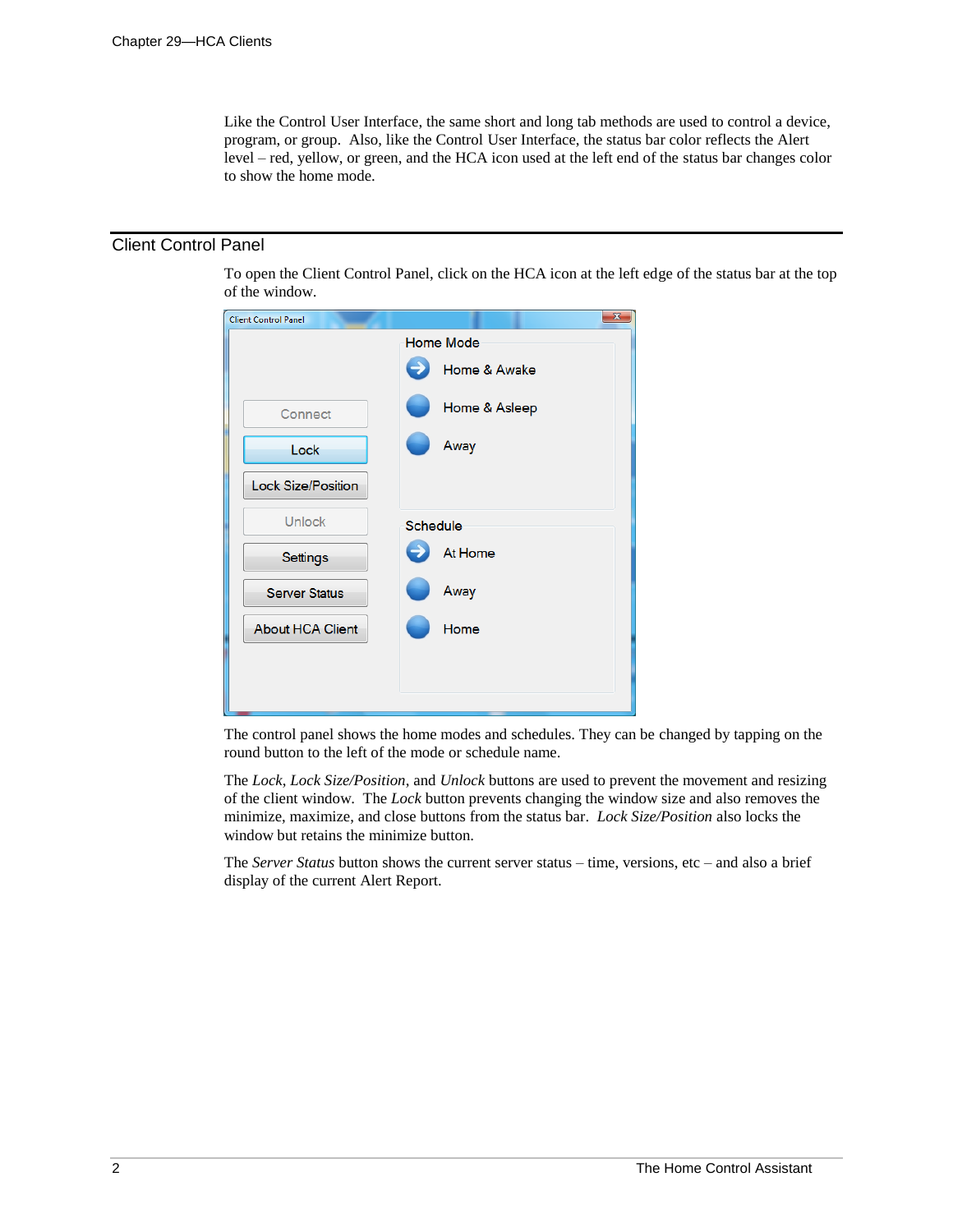Like the Control User Interface, the same short and long tab methods are used to control a device, program, or group. Also, like the Control User Interface, the status bar color reflects the Alert level – red, yellow, or green, and the HCA icon used at the left end of the status bar changes color to show the home mode.

## Client Control Panel

To open the Client Control Panel, click on the HCA icon at the left edge of the status bar at the top of the window.

The control panel shows the home modes and schedules. They can be changed by tapping on the round button to the left of the mode or schedule name.

The *Lock*, *Lock Size/Position*, and *Unlock* buttons are used to prevent the movement and resizing of the client window. The *Lock* button prevents changing the window size and also removes the minimize, maximize, and close buttons from the status bar. *Lock Size/Position* also locks the window but retains the minimize button.

The *Server Status* button shows the current server status – time, versions, etc – and also a brief display of the current Alert Report.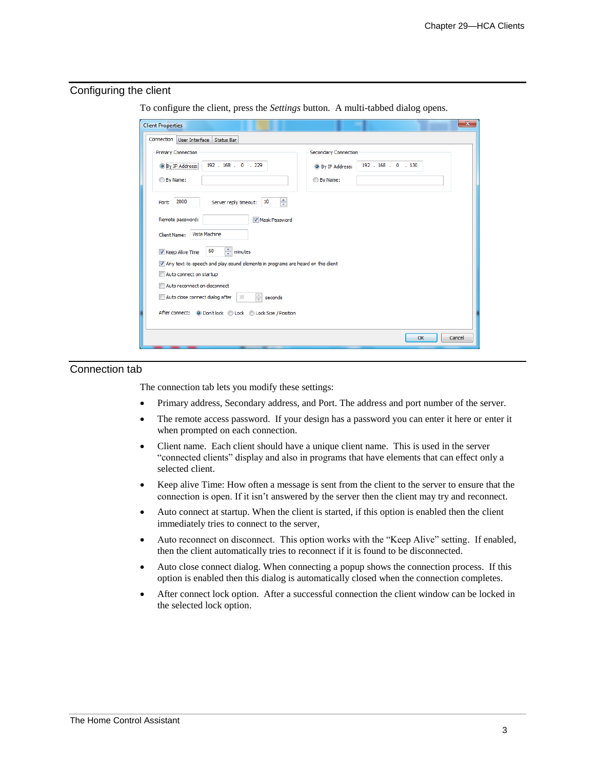## Configuring the client

To configure the client, press the *Settings* button. A multi-tabbed dialog opens.

## Connection tab

The connection tab lets you modify these settings:

- Primary address, Secondary address, and Port. The address and port number of the server.
- The remote access password. If your design has a password you can enter it here or enter it when prompted on each connection.
- Client name. Each client should have a unique client name. This is used in the server "connected clients" display and also in programs that have elements that can effect only a selected client.
- Keep alive Time: How often a message is sent from the client to the server to ensure that the connection is open. If it isn't answered by the server then the client may try and reconnect.
- Auto connect at startup. When the client is started, if this option is enabled then the client immediately tries to connect to the server,
- Auto reconnect on disconnect. This option works with the "Keep Alive" setting. If enabled, then the client automatically tries to reconnect if it is found to be disconnected.
- Auto close connect dialog. When connecting a popup shows the connection process. If this option is enabled then this dialog is automatically closed when the connection completes.
- After connect lock option. After a successful connection the client window can be locked in the selected lock option.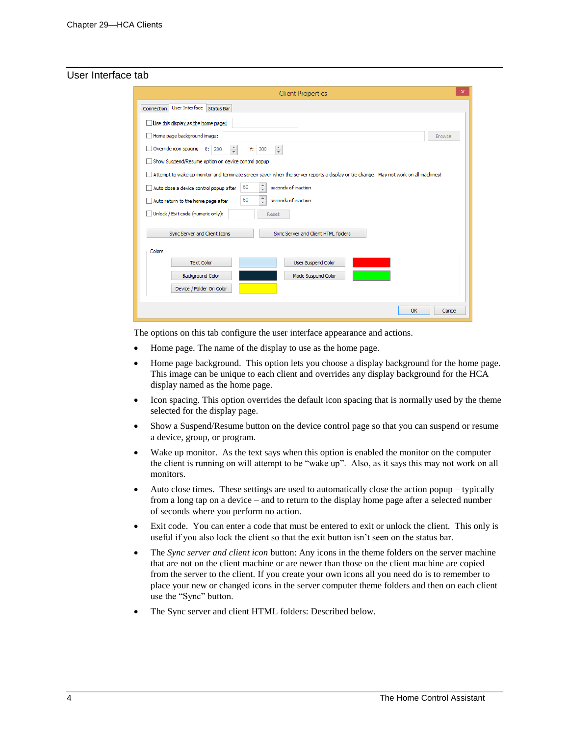## User Interface tab

The options on this tab configure the user interface appearance and actions.

- Home page. The name of the display to use as the home page.
- Home page background. This option lets you choose a display background for the home page. This image can be unique to each client and overrides any display background for the HCA display named as the home page.
- Icon spacing. This option overrides the default icon spacing that is normally used by the theme selected for the display page.
- Show a Suspend/Resume button on the device control page so that you can suspend or resume a device, group, or program.
- Wake up monitor. As the text says when this option is enabled the monitor on the computer the client is running on will attempt to be "wake up". Also, as it says this may not work on all monitors.
- Auto close times. These settings are used to automatically close the action popup – typically from a long tap on a device – and to return to the display home page after a selected number of seconds where you perform no action.
- Exit code. You can enter a code that must be entered to exit or unlock the client. This only is useful if you also lock the client so that the exit button isn't seen on the status bar.
- The *Sync server and client icon* button: Any icons in the theme folders on the server machine that are not on the client machine or are newer than those on the client machine are copied from the server to the client. If you create your own icons all you need do is to remember to place your new or changed icons in the server computer theme folders and then on each client use the "Sync" button.
- The Sync server and client HTML folders: Described below.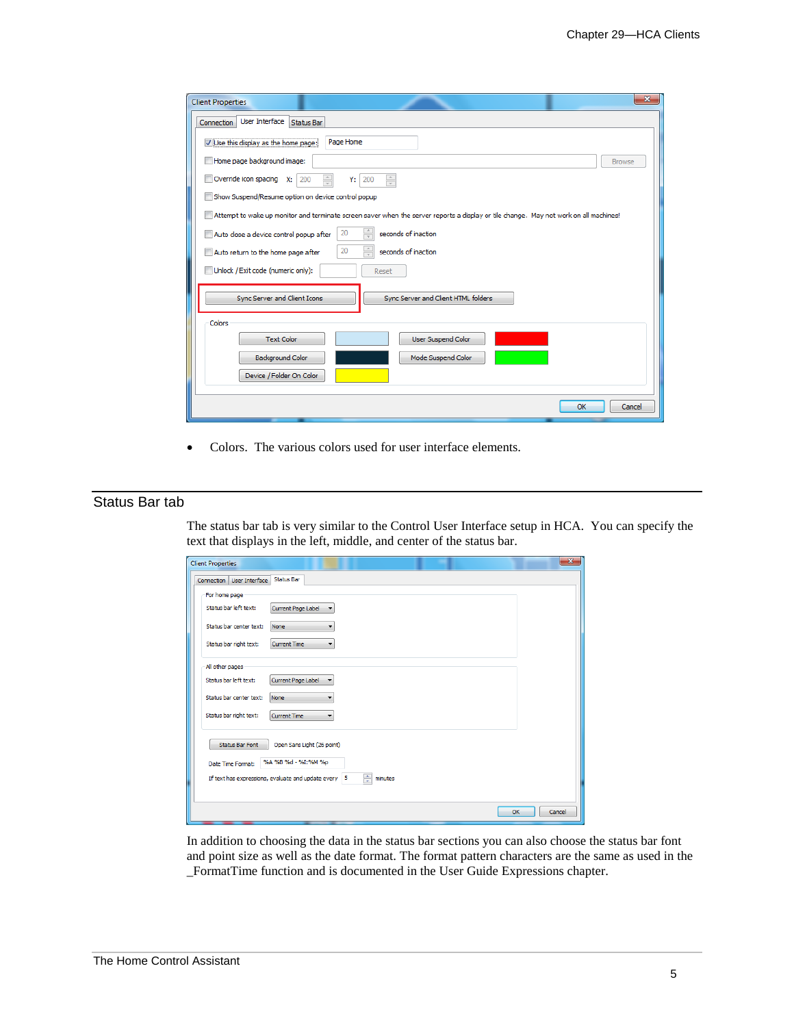- Colors. The various colors used for user interface elements.

## Status Bar tab

The status bar tab is very similar to the Control User Interface setup in HCA. You can specify the text that displays in the left, middle, and center of the status bar.

In addition to choosing the data in the status bar sections you can also choose the status bar font and point size as well as the date format. The format pattern characters are the same as used in the _FormatTime function and is documented in the User Guide Expressions chapter.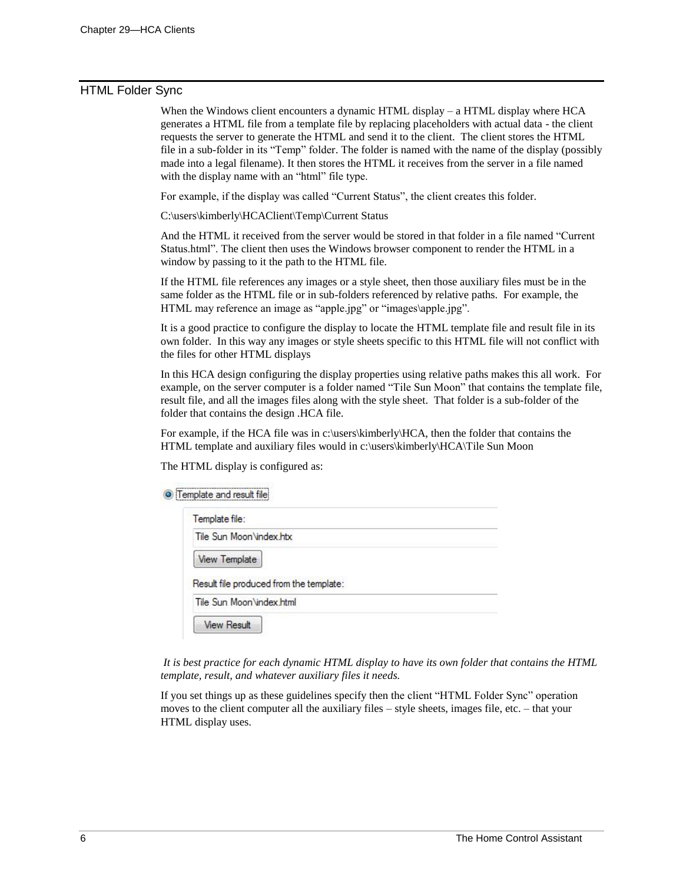## HTML Folder Sync

When the Windows client encounters a dynamic HTML display – a HTML display where HCA generates a HTML file from a template file by replacing placeholders with actual data - the client requests the server to generate the HTML and send it to the client. The client stores the HTML file in a sub-folder in its "Temp" folder. The folder is named with the name of the display (possibly made into a legal filename). It then stores the HTML it receives from the server in a file named with the display name with an "html" file type.

For example, if the display was called "Current Status", the client creates this folder.

C:\users\kimberly\HCAClient\Temp\Current Status

And the HTML it received from the server would be stored in that folder in a file named "Current Status.html". The client then uses the Windows browser component to render the HTML in a window by passing to it the path to the HTML file.

If the HTML file references any images or a style sheet, then those auxiliary files must be in the same folder as the HTML file or in sub-folders referenced by relative paths. For example, the HTML may reference an image as "apple.jpg" or "images\apple.jpg".

It is a good practice to configure the display to locate the HTML template file and result file in its own folder. In this way any images or style sheets specific to this HTML file will not conflict with the files for other HTML displays

In this HCA design configuring the display properties using relative paths makes this all work. For example, on the server computer is a folder named "Tile Sun Moon" that contains the template file, result file, and all the images files along with the style sheet. That folder is a sub-folder of the folder that contains the design .HCA file.

For example, if the HCA file was in c:\users\kimberly\HCA, then the folder that contains the HTML template and auxiliary files would in c:\users\kimberly\HCA\Tile Sun Moon

The HTML display is configured as:

Template and result file

Template file:

Tile Sun Moon\index.htx

View Template

Result file produced from the template:

Tile Sun Moon\index.html

View Result

*It is best practice for each dynamic HTML display to have its own folder that contains the HTML template, result, and whatever auxiliary files it needs.*

If you set things up as these guidelines specify then the client "HTML Folder Sync" operation moves to the client computer all the auxiliary files – style sheets, images file, etc. – that your HTML display uses.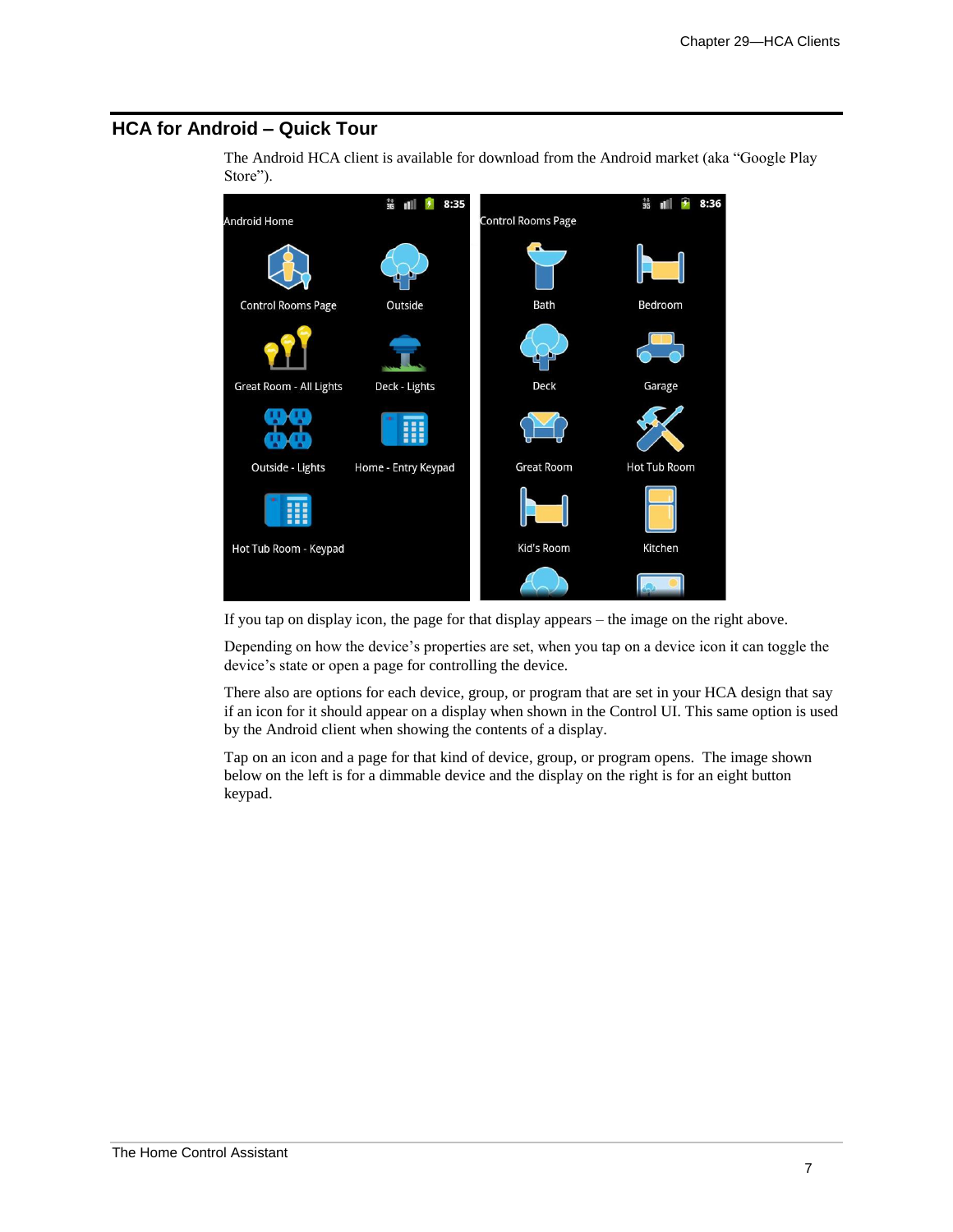## HCA for Android – Quick Tour

The Android HCA client is available for download from the Android market (aka "Google Play Store").

If you tap on display icon, the page for that display appears – the image on the right above.

Depending on how the device's properties are set, when you tap on a device icon it can toggle the device's state or open a page for controlling the device.

There also are options for each device, group, or program that are set in your HCA design that say if an icon for it should appear on a display when shown in the Control UI. This same option is used by the Android client when showing the contents of a display.

Tap on an icon and a page for that kind of device, group, or program opens. The image shown below on the left is for a dimmable device and the display on the right is for an eight button keypad.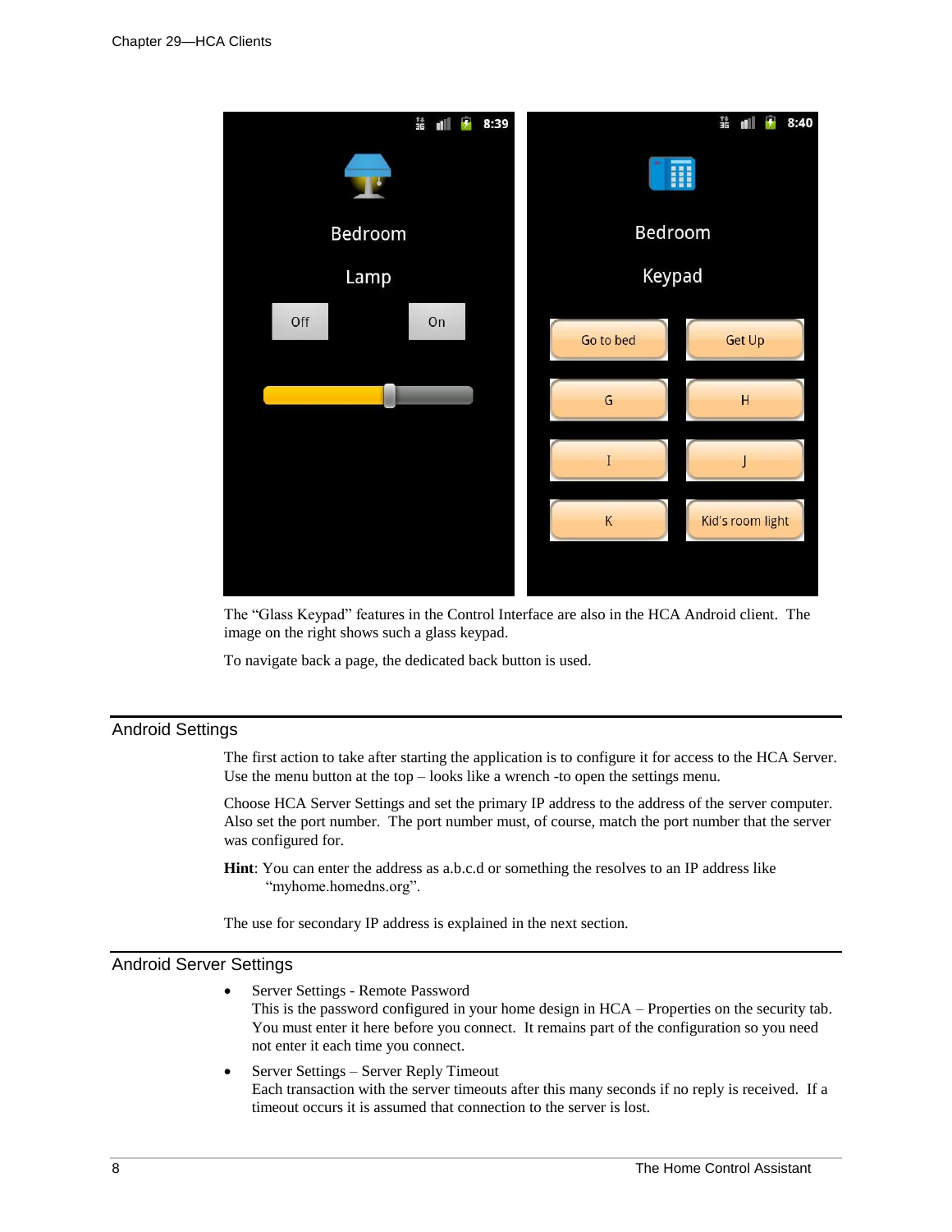The "Glass Keypad" features in the Control Interface are also in the HCA Android client. The image on the right shows such a glass keypad.

To navigate back a page, the dedicated back button is used.

## Android Settings

The first action to take after starting the application is to configure it for access to the HCA Server. Use the menu button at the top – looks like a wrench -to open the settings menu.

Choose HCA Server Settings and set the primary IP address to the address of the server computer. Also set the port number. The port number must, of course, match the port number that the server was configured for.

**Hint**: You can enter the address as a.b.c.d or something the resolves to an IP address like "myhome.homedns.org".

The use for secondary IP address is explained in the next section.

## Android Server Settings

- Server Settings - Remote Password
  This is the password configured in your home design in HCA – Properties on the security tab. You must enter it here before you connect. It remains part of the configuration so you need not enter it each time you connect.
- Server Settings – Server Reply Timeout
  Each transaction with the server timeouts after this many seconds if no reply is received. If a timeout occurs it is assumed that connection to the server is lost.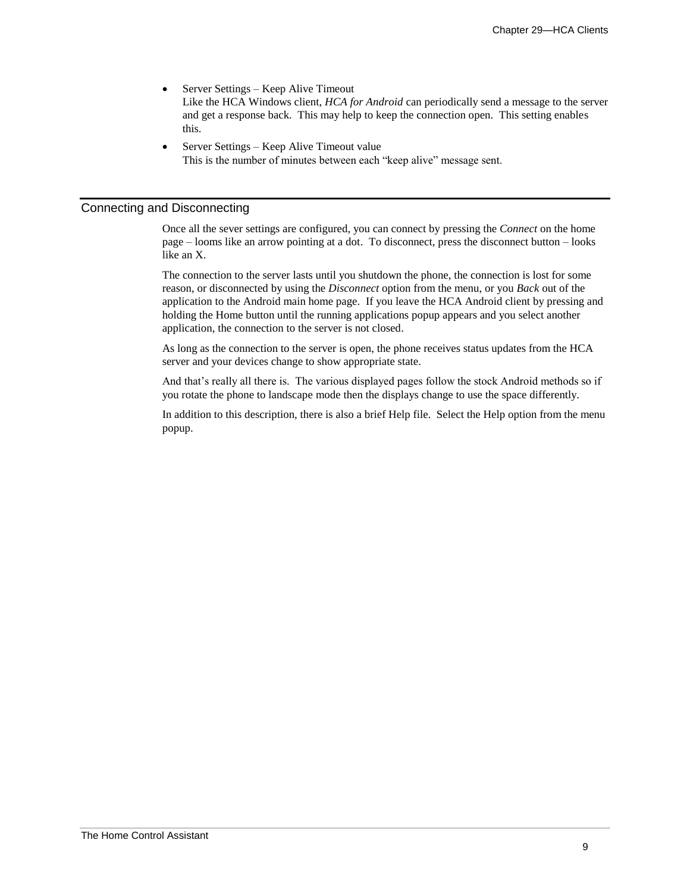- Server Settings – Keep Alive Timeout
  Like the HCA Windows client, *HCA for Android* can periodically send a message to the server and get a response back. This may help to keep the connection open. This setting enables this.
- Server Settings – Keep Alive Timeout value
  This is the number of minutes between each "keep alive" message sent.

## Connecting and Disconnecting

Once all the sever settings are configured, you can connect by pressing the *Connect* on the home page – looms like an arrow pointing at a dot. To disconnect, press the disconnect button – looks like an X.

The connection to the server lasts until you shutdown the phone, the connection is lost for some reason, or disconnected by using the *Disconnect* option from the menu, or you *Back* out of the application to the Android main home page. If you leave the HCA Android client by pressing and holding the Home button until the running applications popup appears and you select another application, the connection to the server is not closed.

As long as the connection to the server is open, the phone receives status updates from the HCA server and your devices change to show appropriate state.

And that's really all there is. The various displayed pages follow the stock Android methods so if you rotate the phone to landscape mode then the displays change to use the space differently.

In addition to this description, there is also a brief Help file. Select the Help option from the menu popup.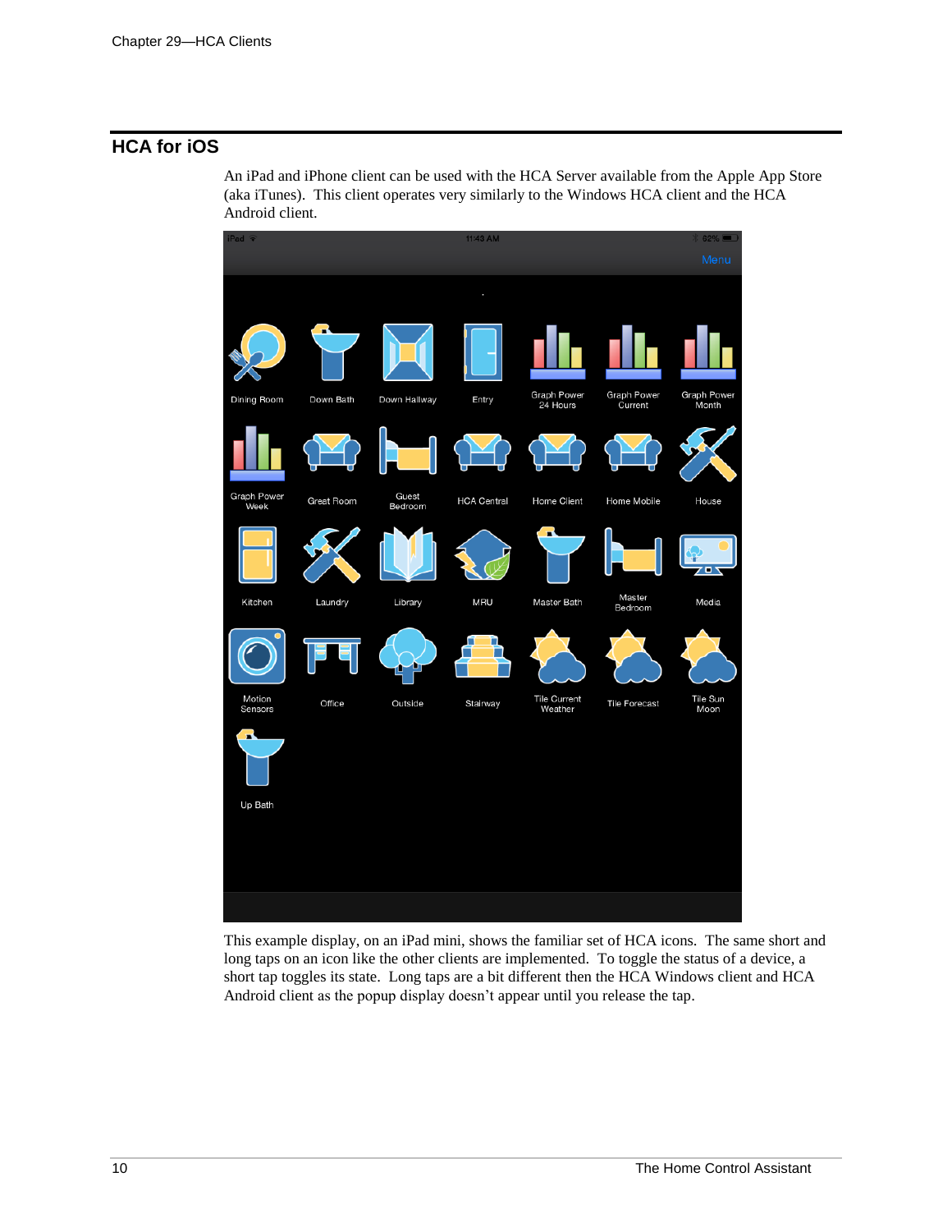## HCA for iOS

An iPad and iPhone client can be used with the HCA Server available from the Apple App Store (aka iTunes). This client operates very similarly to the Windows HCA client and the HCA Android client.

This example display, on an iPad mini, shows the familiar set of HCA icons. The same short and long taps on an icon like the other clients are implemented. To toggle the status of a device, a short tap toggles its state. Long taps are a bit different then the HCA Windows client and HCA Android client as the popup display doesn't appear until you release the tap.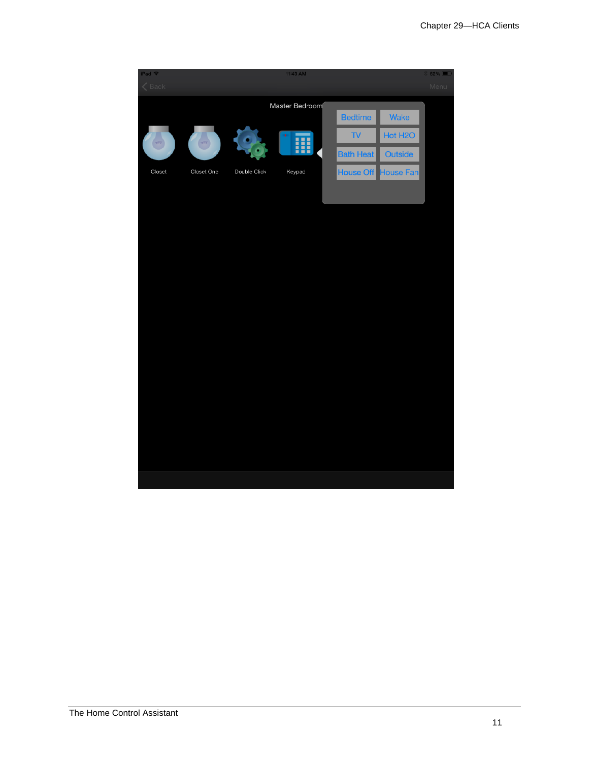Master Bedroom

Closet

Closet One

Double Click

Keypad

| | |
|---|---|
| Bedtime | Wake |
| TV | Hot H2O |
| Bath Heat | Outside |
| House Off | House Fan |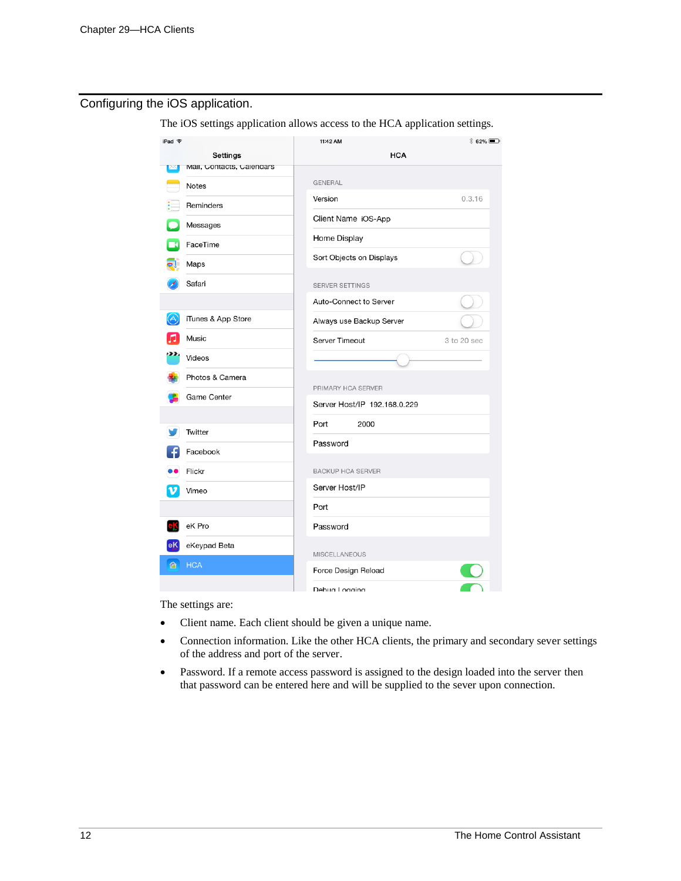## Configuring the iOS application.

The iOS settings application allows access to the HCA application settings.

The settings are:

- Client name. Each client should be given a unique name.
- Connection information. Like the other HCA clients, the primary and secondary sever settings of the address and port of the server.
- Password. If a remote access password is assigned to the design loaded into the server then that password can be entered here and will be supplied to the sever upon connection.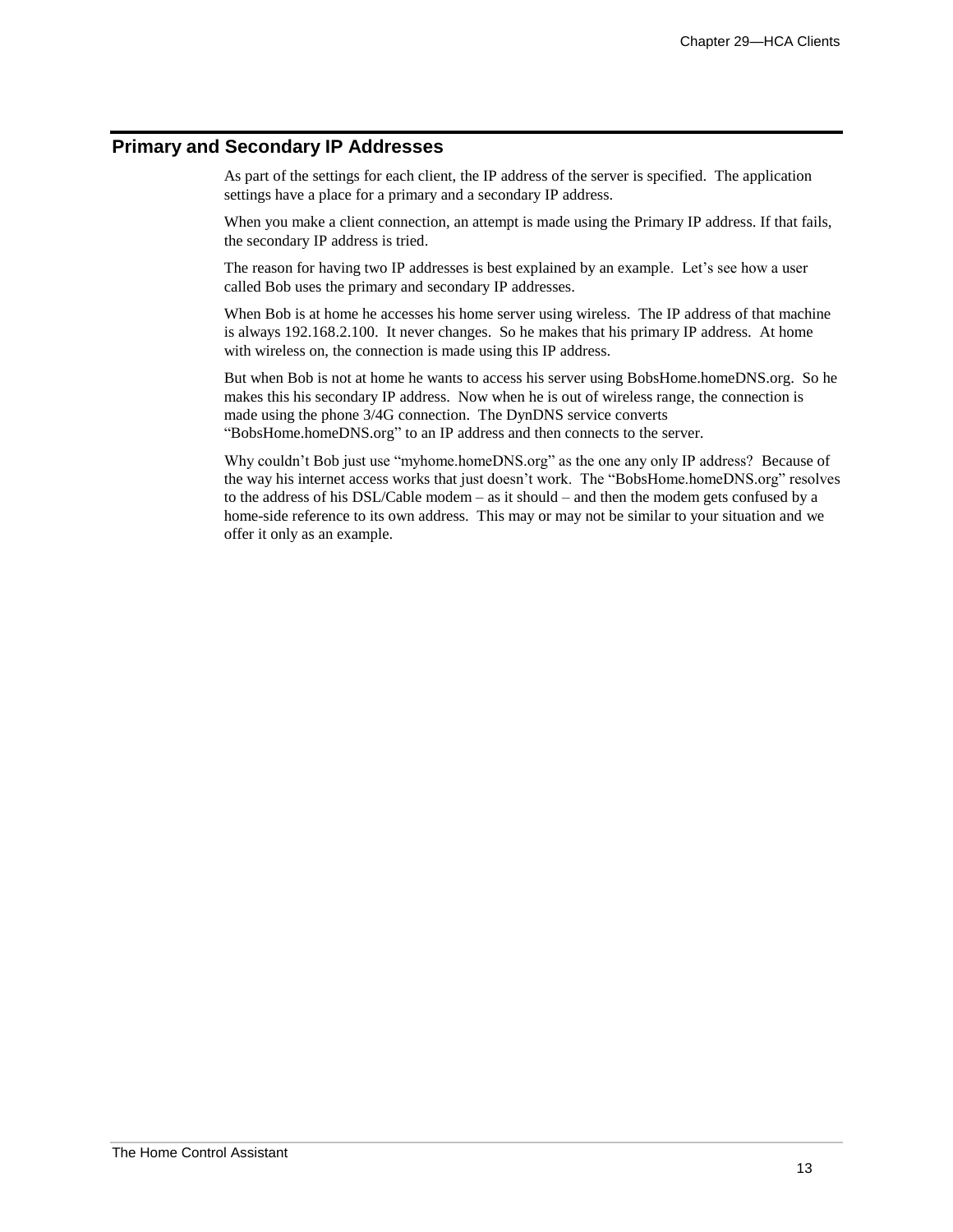## Primary and Secondary IP Addresses

As part of the settings for each client, the IP address of the server is specified. The application settings have a place for a primary and a secondary IP address.

When you make a client connection, an attempt is made using the Primary IP address. If that fails, the secondary IP address is tried.

The reason for having two IP addresses is best explained by an example. Let's see how a user called Bob uses the primary and secondary IP addresses.

When Bob is at home he accesses his home server using wireless. The IP address of that machine is always 192.168.2.100. It never changes. So he makes that his primary IP address. At home with wireless on, the connection is made using this IP address.

But when Bob is not at home he wants to access his server using BobsHome.homeDNS.org. So he makes this his secondary IP address. Now when he is out of wireless range, the connection is made using the phone 3/4G connection. The DynDNS service converts "BobsHome.homeDNS.org" to an IP address and then connects to the server.

Why couldn't Bob just use "myhome.homeDNS.org" as the one any only IP address? Because of the way his internet access works that just doesn't work. The "BobsHome.homeDNS.org" resolves to the address of his DSL/Cable modem – as it should – and then the modem gets confused by a home-side reference to its own address. This may or may not be similar to your situation and we offer it only as an example.